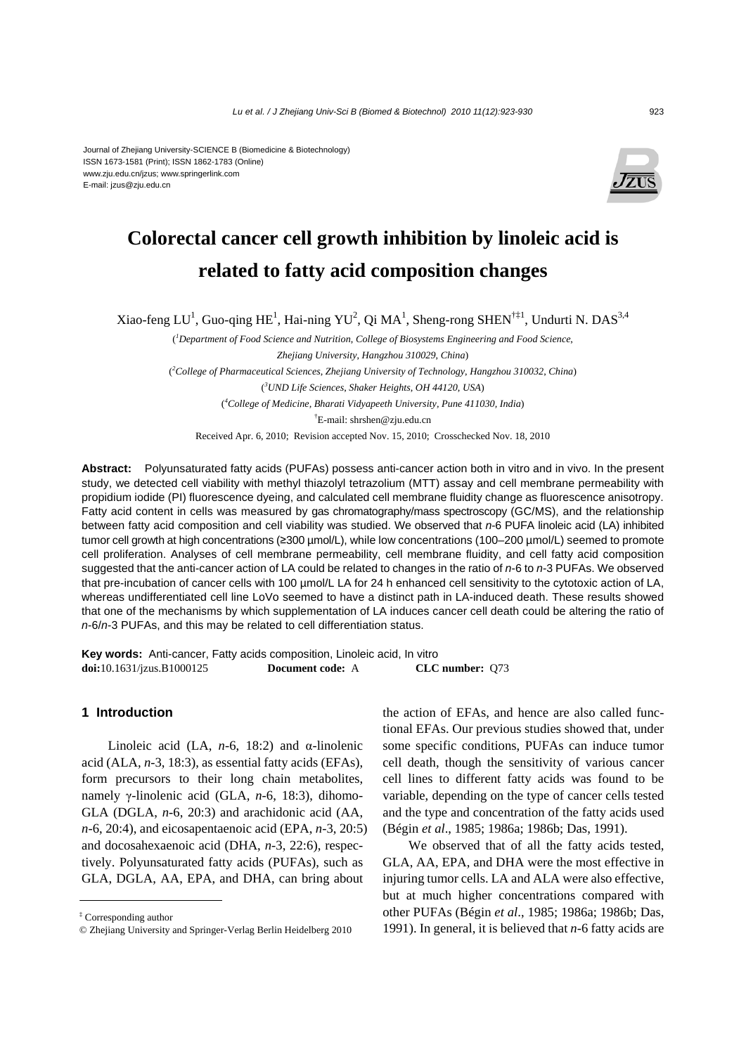Journal of Zhejiang University-SCIENCE B (Biomedicine & Biotechnology)
ISSN 1673-1581 (Print); ISSN 1862-1783 (Online)
www.zju.edu.cn/jzus; www.springerlink.com
E-mail: jzus@zju.edu.cn

# Colorectal cancer cell growth inhibition by linoleic acid is related to fatty acid composition changes

Xiao-feng LU[1], Guo-qing HE[1], Hai-ning YU[2], Qi MA[1], Sheng-rong SHEN[†‡1], Undurti N. DAS[3,4]

([1]*Department of Food Science and Nutrition, College of Biosystems Engineering and Food Science, Zhejiang University, Hangzhou 310029, China*)

([2]*College of Pharmaceutical Sciences, Zhejiang University of Technology, Hangzhou 310032, China*)

([3]*UND Life Sciences, Shaker Heights, OH 44120, USA*)

([4]*College of Medicine, Bharati Vidyapeeth University, Pune 411030, India*)

[†]E-mail: shrshen@zju.edu.cn

Received Apr. 6, 2010; Revision accepted Nov. 15, 2010; Crosschecked Nov. 18, 2010

**Abstract:** Polyunsaturated fatty acids (PUFAs) possess anti-cancer action both in vitro and in vivo. In the present study, we detected cell viability with methyl thiazolyl tetrazolium (MTT) assay and cell membrane permeability with propidium iodide (PI) fluorescence dyeing, and calculated cell membrane fluidity change as fluorescence anisotropy. Fatty acid content in cells was measured by gas chromatography/mass spectroscopy (GC/MS), and the relationship between fatty acid composition and cell viability was studied. We observed that *n*-6 PUFA linoleic acid (LA) inhibited tumor cell growth at high concentrations (≥300 μmol/L), while low concentrations (100–200 μmol/L) seemed to promote cell proliferation. Analyses of cell membrane permeability, cell membrane fluidity, and cell fatty acid composition suggested that the anti-cancer action of LA could be related to changes in the ratio of *n*-6 to *n*-3 PUFAs. We observed that pre-incubation of cancer cells with 100 μmol/L LA for 24 h enhanced cell sensitivity to the cytotoxic action of LA, whereas undifferentiated cell line LoVo seemed to have a distinct path in LA-induced death. These results showed that one of the mechanisms by which supplementation of LA induces cancer cell death could be altering the ratio of *n*-6/*n*-3 PUFAs, and this may be related to cell differentiation status.

**Key words:** Anti-cancer, Fatty acids composition, Linoleic acid, In vitro
**doi:**10.1631/jzus.B1000125 **Document code:** A **CLC number:** Q73

## 1 Introduction

Linoleic acid (LA, *n*-6, 18:2) and α-linolenic acid (ALA, *n*-3, 18:3), as essential fatty acids (EFAs), form precursors to their long chain metabolites, namely γ-linolenic acid (GLA, *n*-6, 18:3), dihomo-GLA (DGLA, *n*-6, 20:3) and arachidonic acid (AA, *n*-6, 20:4), and eicosapentaenoic acid (EPA, *n*-3, 20:5) and docosahexaenoic acid (DHA, *n*-3, 22:6), respectively. Polyunsaturated fatty acids (PUFAs), such as GLA, DGLA, AA, EPA, and DHA, can bring about the action of EFAs, and hence are also called functional EFAs. Our previous studies showed that, under some specific conditions, PUFAs can induce tumor cell death, though the sensitivity of various cancer cell lines to different fatty acids was found to be variable, depending on the type of cancer cells tested and the type and concentration of the fatty acids used (Bégin *et al*., 1985; 1986a; 1986b; Das, 1991).

We observed that of all the fatty acids tested, GLA, AA, EPA, and DHA were the most effective in injuring tumor cells. LA and ALA were also effective, but at much higher concentrations compared with other PUFAs (Bégin *et al*., 1985; 1986a; 1986b; Das, 1991). In general, it is believed that *n*-6 fatty acids are

[‡] Corresponding author

© Zhejiang University and Springer-Verlag Berlin Heidelberg 2010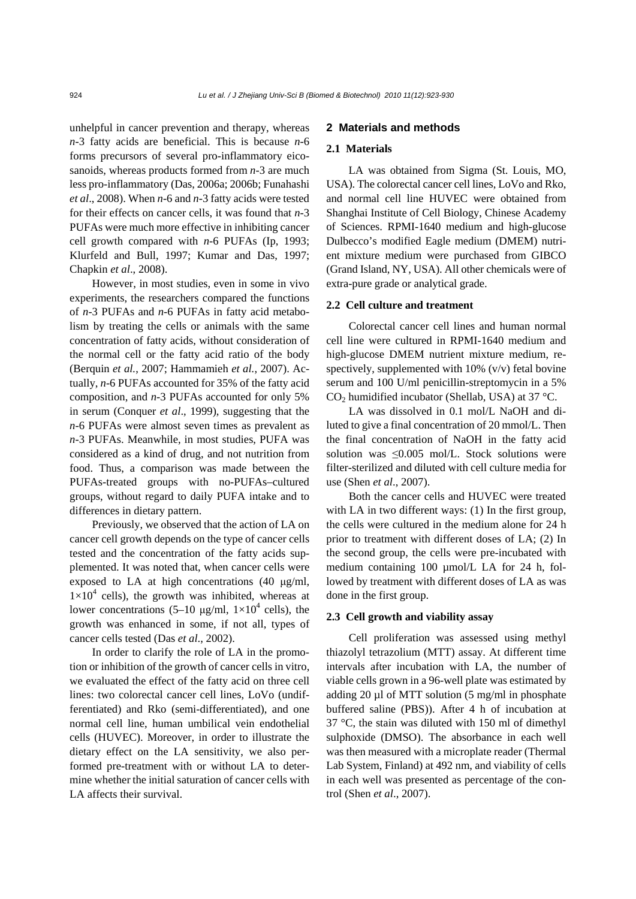unhelpful in cancer prevention and therapy, whereas *n*-3 fatty acids are beneficial. This is because *n*-6 forms precursors of several pro-inflammatory eicosanoids, whereas products formed from *n*-3 are much less pro-inflammatory (Das, 2006a; 2006b; Funahashi *et al*., 2008). When *n*-6 and *n*-3 fatty acids were tested for their effects on cancer cells, it was found that *n*-3 PUFAs were much more effective in inhibiting cancer cell growth compared with *n*-6 PUFAs (Ip, 1993; Klurfeld and Bull, 1997; Kumar and Das, 1997; Chapkin *et al*., 2008).

However, in most studies, even in some in vivo experiments, the researchers compared the functions of *n*-3 PUFAs and *n*-6 PUFAs in fatty acid metabolism by treating the cells or animals with the same concentration of fatty acids, without consideration of the normal cell or the fatty acid ratio of the body (Berquin *et al.*, 2007; Hammamieh *et al.*, 2007). Actually, *n*-6 PUFAs accounted for 35% of the fatty acid composition, and *n*-3 PUFAs accounted for only 5% in serum (Conquer *et al*., 1999), suggesting that the *n*-6 PUFAs were almost seven times as prevalent as *n*-3 PUFAs. Meanwhile, in most studies, PUFA was considered as a kind of drug, and not nutrition from food. Thus, a comparison was made between the PUFAs-treated groups with no-PUFAs–cultured groups, without regard to daily PUFA intake and to differences in dietary pattern.

Previously, we observed that the action of LA on cancer cell growth depends on the type of cancer cells tested and the concentration of the fatty acids supplemented. It was noted that, when cancer cells were exposed to LA at high concentrations (40 μg/ml, $1\times10^4$ cells), the growth was inhibited, whereas at lower concentrations (5–10 μg/ml, $1\times10^4$ cells), the growth was enhanced in some, if not all, types of cancer cells tested (Das *et al*., 2002).

In order to clarify the role of LA in the promotion or inhibition of the growth of cancer cells in vitro, we evaluated the effect of the fatty acid on three cell lines: two colorectal cancer cell lines, LoVo (undifferentiated) and Rko (semi-differentiated), and one normal cell line, human umbilical vein endothelial cells (HUVEC). Moreover, in order to illustrate the dietary effect on the LA sensitivity, we also performed pre-treatment with or without LA to determine whether the initial saturation of cancer cells with LA affects their survival.

## 2 Materials and methods

### 2.1 Materials

LA was obtained from Sigma (St. Louis, MO, USA). The colorectal cancer cell lines, LoVo and Rko, and normal cell line HUVEC were obtained from Shanghai Institute of Cell Biology, Chinese Academy of Sciences. RPMI-1640 medium and high-glucose Dulbecco's modified Eagle medium (DMEM) nutrient mixture medium were purchased from GIBCO (Grand Island, NY, USA). All other chemicals were of extra-pure grade or analytical grade.

### 2.2 Cell culture and treatment

Colorectal cancer cell lines and human normal cell line were cultured in RPMI-1640 medium and high-glucose DMEM nutrient mixture medium, respectively, supplemented with 10% (v/v) fetal bovine serum and 100 U/ml penicillin-streptomycin in a 5% $CO_2$ humidified incubator (Shellab, USA) at 37 °C.

LA was dissolved in 0.1 mol/L NaOH and diluted to give a final concentration of 20 mmol/L. Then the final concentration of NaOH in the fatty acid solution was ≤0.005 mol/L. Stock solutions were filter-sterilized and diluted with cell culture media for use (Shen *et al*., 2007).

Both the cancer cells and HUVEC were treated with LA in two different ways: (1) In the first group, the cells were cultured in the medium alone for 24 h prior to treatment with different doses of LA; (2) In the second group, the cells were pre-incubated with medium containing 100 μmol/L LA for 24 h, followed by treatment with different doses of LA as was done in the first group.

### 2.3 Cell growth and viability assay

Cell proliferation was assessed using methyl thiazolyl tetrazolium (MTT) assay. At different time intervals after incubation with LA, the number of viable cells grown in a 96-well plate was estimated by adding 20 μl of MTT solution (5 mg/ml in phosphate buffered saline (PBS)). After 4 h of incubation at 37 °C, the stain was diluted with 150 ml of dimethyl sulphoxide (DMSO). The absorbance in each well was then measured with a microplate reader (Thermal Lab System, Finland) at 492 nm, and viability of cells in each well was presented as percentage of the control (Shen *et al*., 2007).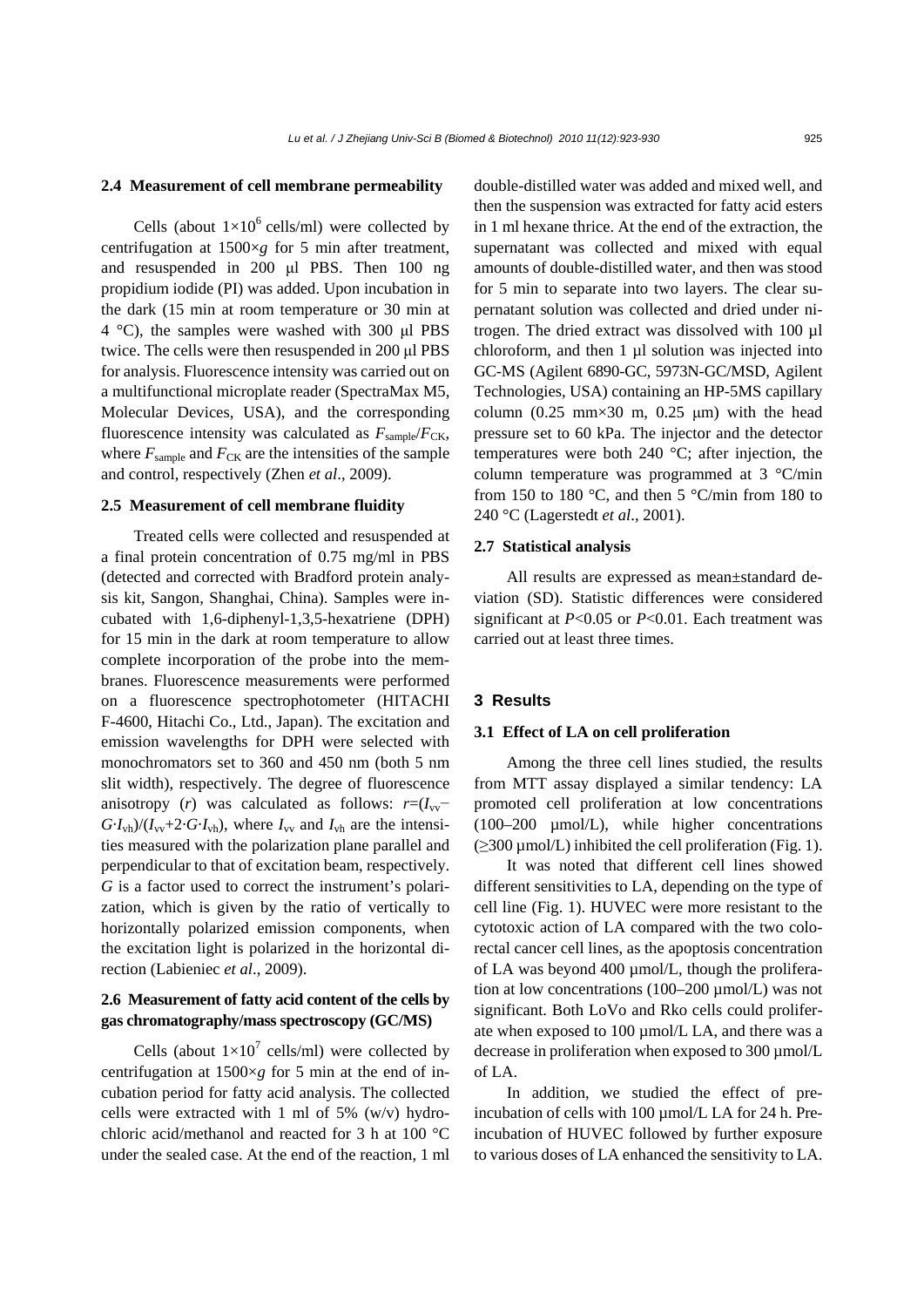### 2.4 Measurement of cell membrane permeability

Cells (about $1\times10^6$ cells/ml) were collected by centrifugation at $1500\times g$ for 5 min after treatment, and resuspended in 200 µl PBS. Then 100 ng propidium iodide (PI) was added. Upon incubation in the dark (15 min at room temperature or 30 min at 4 °C), the samples were washed with 300 µl PBS twice. The cells were then resuspended in 200 µl PBS for analysis. Fluorescence intensity was carried out on a multifunctional microplate reader (SpectraMax M5, Molecular Devices, USA), and the corresponding fluorescence intensity was calculated as $F_{sample}/F_{CK}$, where $F_{sample}$ and $F_{CK}$ are the intensities of the sample and control, respectively (Zhen *et al*., 2009).

### 2.5 Measurement of cell membrane fluidity

Treated cells were collected and resuspended at a final protein concentration of 0.75 mg/ml in PBS (detected and corrected with Bradford protein analysis kit, Sangon, Shanghai, China). Samples were incubated with 1,6-diphenyl-1,3,5-hexatriene (DPH) for 15 min in the dark at room temperature to allow complete incorporation of the probe into the membranes. Fluorescence measurements were performed on a fluorescence spectrophotometer (HITACHI F-4600, Hitachi Co., Ltd., Japan). The excitation and emission wavelengths for DPH were selected with monochromators set to 360 and 450 nm (both 5 nm slit width), respectively. The degree of fluorescence anisotropy ($r$) was calculated as follows: $r=(I_{vv}-G\cdot I_{vh})/(I_{vv}+2\cdot G\cdot I_{vh})$, where $I_{vv}$ and $I_{vh}$ are the intensities measured with the polarization plane parallel and perpendicular to that of excitation beam, respectively. $G$ is a factor used to correct the instrument's polarization, which is given by the ratio of vertically to horizontally polarized emission components, when the excitation light is polarized in the horizontal direction (Labieniec *et al*., 2009).

### 2.6 Measurement of fatty acid content of the cells by gas chromatography/mass spectroscopy (GC/MS)

Cells (about $1\times10^7$ cells/ml) were collected by centrifugation at $1500\times g$ for 5 min at the end of incubation period for fatty acid analysis. The collected cells were extracted with 1 ml of 5% (w/v) hydrochloric acid/methanol and reacted for 3 h at 100 °C under the sealed case. At the end of the reaction, 1 ml double-distilled water was added and mixed well, and then the suspension was extracted for fatty acid esters in 1 ml hexane thrice. At the end of the extraction, the supernatant was collected and mixed with equal amounts of double-distilled water, and then was stood for 5 min to separate into two layers. The clear supernatant solution was collected and dried under nitrogen. The dried extract was dissolved with 100 µl chloroform, and then 1 µl solution was injected into GC-MS (Agilent 6890-GC, 5973N-GC/MSD, Agilent Technologies, USA) containing an HP-5MS capillary column (0.25 mm×30 m, 0.25 µm) with the head pressure set to 60 kPa. The injector and the detector temperatures were both 240 °C; after injection, the column temperature was programmed at 3 °C/min from 150 to 180 °C, and then 5 °C/min from 180 to 240 °C (Lagerstedt *et al*., 2001).

### 2.7 Statistical analysis

All results are expressed as mean±standard deviation (SD). Statistic differences were considered significant at $P<0.05$ or $P<0.01$. Each treatment was carried out at least three times.

## 3 Results

### 3.1 Effect of LA on cell proliferation

Among the three cell lines studied, the results from MTT assay displayed a similar tendency: LA promoted cell proliferation at low concentrations (100–200 µmol/L), while higher concentrations (≥300 µmol/L) inhibited the cell proliferation (Fig. 1).

It was noted that different cell lines showed different sensitivities to LA, depending on the type of cell line (Fig. 1). HUVEC were more resistant to the cytotoxic action of LA compared with the two colorectal cancer cell lines, as the apoptosis concentration of LA was beyond 400 µmol/L, though the proliferation at low concentrations (100–200 µmol/L) was not significant. Both LoVo and Rko cells could proliferate when exposed to 100 µmol/L LA, and there was a decrease in proliferation when exposed to 300 µmol/L of LA.

In addition, we studied the effect of preincubation of cells with 100 µmol/L LA for 24 h. Preincubation of HUVEC followed by further exposure to various doses of LA enhanced the sensitivity to LA.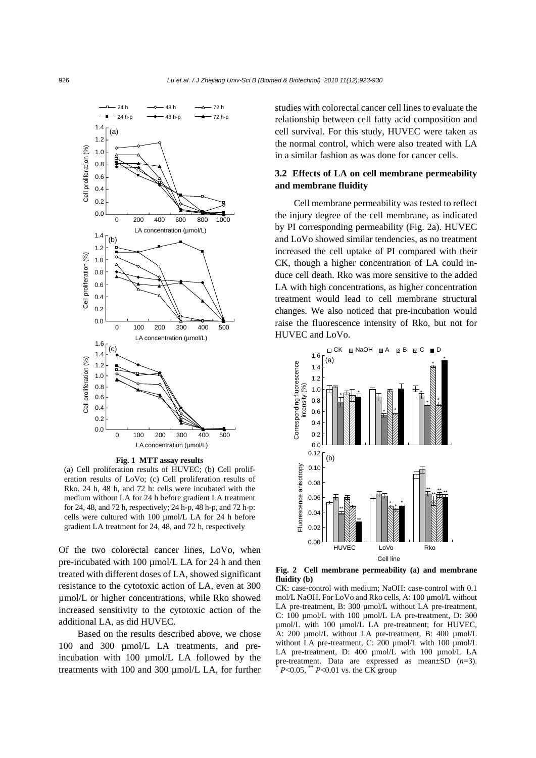**Fig. 1 MTT assay results**

(a) Cell proliferation results of HUVEC; (b) Cell proliferation results of LoVo; (c) Cell proliferation results of Rko. 24 h, 48 h, and 72 h: cells were incubated with the medium without LA for 24 h before gradient LA treatment for 24, 48, and 72 h, respectively; 24 h-p, 48 h-p, and 72 h-p: cells were cultured with 100 μmol/L LA for 24 h before gradient LA treatment for 24, 48, and 72 h, respectively

Of the two colorectal cancer lines, LoVo, when pre-incubated with 100 μmol/L LA for 24 h and then treated with different doses of LA, showed significant resistance to the cytotoxic action of LA, even at 300 μmol/L or higher concentrations, while Rko showed increased sensitivity to the cytotoxic action of the additional LA, as did HUVEC.

Based on the results described above, we chose 100 and 300 μmol/L LA treatments, and pre-incubation with 100 μmol/L LA followed by the treatments with 100 and 300 μmol/L LA, for further studies with colorectal cancer cell lines to evaluate the relationship between cell fatty acid composition and cell survival. For this study, HUVEC were taken as the normal control, which were also treated with LA in a similar fashion as was done for cancer cells.

### 3.2 Effects of LA on cell membrane permeability and membrane fluidity

Cell membrane permeability was tested to reflect the injury degree of the cell membrane, as indicated by PI corresponding permeability (Fig. 2a). HUVEC and LoVo showed similar tendencies, as no treatment increased the cell uptake of PI compared with their CK, though a higher concentration of LA could induce cell death. Rko was more sensitive to the added LA with high concentrations, as higher concentration treatment would lead to cell membrane structural changes. We also noticed that pre-incubation would raise the fluorescence intensity of Rko, but not for HUVEC and LoVo.

**Fig. 2 Cell membrane permeability (a) and membrane fluidity (b)**

CK: case-control with medium; NaOH: case-control with 0.1 mol/L NaOH. For LoVo and Rko cells, A: 100 μmol/L without LA pre-treatment, B: 300 μmol/L without LA pre-treatment, C: 100 μmol/L with 100 μmol/L LA pre-treatment, D: 300 μmol/L with 100 μmol/L LA pre-treatment; for HUVEC, A: 200 μmol/L without LA pre-treatment, B: 400 μmol/L without LA pre-treatment, C: 200 μmol/L with 100 μmol/L LA pre-treatment, D: 400 μmol/L with 100 μmol/L LA pre-treatment. Data are expressed as mean±SD ($n$=3). * $P$<0.05, ** $P$<0.01 vs. the CK group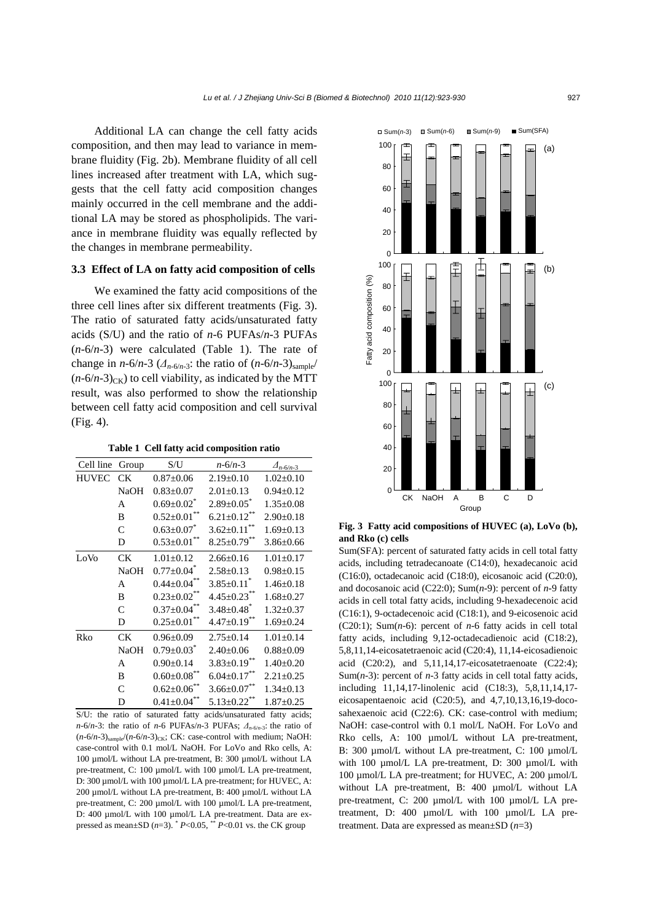Additional LA can change the cell fatty acids composition, and then may lead to variance in membrane fluidity (Fig. 2b). Membrane fluidity of all cell lines increased after treatment with LA, which suggests that the cell fatty acid composition changes mainly occurred in the cell membrane and the additional LA may be stored as phospholipids. The variance in membrane fluidity was equally reflected by the changes in membrane permeability.

### 3.3 Effect of LA on fatty acid composition of cells

We examined the fatty acid compositions of the three cell lines after six different treatments (Fig. 3). The ratio of saturated fatty acids/unsaturated fatty acids (S/U) and the ratio of *n*-6 PUFAs/*n*-3 PUFAs (*n*-6/*n*-3) were calculated (Table 1). The rate of change in *n*-6/*n*-3 ($\Delta_{n\text{-}6/n\text{-}3}$: the ratio of $(n\text{-}6/n\text{-}3)_{sample}/(n\text{-}6/n\text{-}3)_{CK}$) to cell viability, as indicated by the MTT result, was also performed to show the relationship between cell fatty acid composition and cell survival (Fig. 4).

**Table 1 Cell fatty acid composition ratio**

| Cell line | Group | S/U | *n*-6/*n*-3 | $\Delta_{n\text{-}6/n\text{-}3}$ |
|---|---|---|---|---|
| HUVEC | CK | 0.87±0.06 | 2.19±0.10 | 1.02±0.10 |
| | NaOH | 0.83±0.07 | 2.01±0.13 | 0.94±0.12 |
| | A | 0.69±0.02* | 2.89±0.05* | 1.35±0.08 |
| | B | 0.52±0.01** | 6.21±0.12** | 2.90±0.18 |
| | C | 0.63±0.07* | 3.62±0.11** | 1.69±0.13 |
| | D | 0.53±0.01** | 8.25±0.79** | 3.86±0.66 |
| LoVo | CK | 1.01±0.12 | 2.66±0.16 | 1.01±0.17 |
| | NaOH | 0.77±0.04* | 2.58±0.13 | 0.98±0.15 |
| | A | 0.44±0.04** | 3.85±0.11* | 1.46±0.18 |
| | B | 0.23±0.02** | 4.45±0.23** | 1.68±0.27 |
| | C | 0.37±0.04** | 3.48±0.48* | 1.32±0.37 |
| | D | 0.25±0.01** | 4.47±0.19** | 1.69±0.24 |
| Rko | CK | 0.96±0.09 | 2.75±0.14 | 1.01±0.14 |
| | NaOH | 0.79±0.03* | 2.40±0.06 | 0.88±0.09 |
| | A | 0.90±0.14 | 3.83±0.19** | 1.40±0.20 |
| | B | 0.60±0.08** | 6.04±0.17** | 2.21±0.25 |
| | C | 0.62±0.06** | 3.66±0.07** | 1.34±0.13 |
| | D | 0.41±0.04** | 5.13±0.22** | 1.87±0.25 |

S/U: the ratio of saturated fatty acids/unsaturated fatty acids; *n*-6/*n*-3: the ratio of *n*-6 PUFAs/*n*-3 PUFAs; $\Delta_{n\text{-}6/n\text{-}3}$: the ratio of $(n\text{-}6/n\text{-}3)_{sample}/(n\text{-}6/n\text{-}3)_{CK}$; CK: case-control with medium; NaOH: case-control with 0.1 mol/L NaOH. For LoVo and Rko cells, A: 100 μmol/L without LA pre-treatment, B: 300 μmol/L without LA pre-treatment, C: 100 μmol/L with 100 μmol/L LA pre-treatment, D: 300 μmol/L with 100 μmol/L LA pre-treatment; for HUVEC, A: 200 μmol/L without LA pre-treatment, B: 400 μmol/L without LA pre-treatment, C: 200 μmol/L with 100 μmol/L LA pre-treatment, D: 400 μmol/L with 100 μmol/L LA pre-treatment. Data are expressed as mean±SD ($n$=3). * $P<0.05$, ** $P<0.01$ vs. the CK group

**Fig. 3 Fatty acid compositions of HUVEC (a), LoVo (b), and Rko (c) cells**

Sum(SFA): percent of saturated fatty acids in cell total fatty acids, including tetradecanoate (C14:0), hexadecanoic acid (C16:0), octadecanoic acid (C18:0), eicosanoic acid (C20:0), and docosanoic acid (C22:0); Sum(*n*-9): percent of *n*-9 fatty acids in cell total fatty acids, including 9-hexadecenoic acid (C16:1), 9-octadecenoic acid (C18:1), and 9-eicosenoic acid (C20:1); Sum(*n*-6): percent of *n*-6 fatty acids in cell total fatty acids, including 9,12-octadecadienoic acid (C18:2), 5,8,11,14-eicosatetraenoic acid (C20:4), 11,14-eicosadienoic acid (C20:2), and 5,11,14,17-eicosatetraenoate (C22:4); Sum(*n*-3): percent of *n*-3 fatty acids in cell total fatty acids, including 11,14,17-linolenic acid (C18:3), 5,8,11,14,17-eicosapentaenoic acid (C20:5), and 4,7,10,13,16,19-docosahexaenoic acid (C22:6). CK: case-control with medium; NaOH: case-control with 0.1 mol/L NaOH. For LoVo and Rko cells, A: 100 μmol/L without LA pre-treatment, B: 300 μmol/L without LA pre-treatment, C: 100 μmol/L with 100 μmol/L LA pre-treatment, D: 300 μmol/L with 100 μmol/L LA pre-treatment; for HUVEC, A: 200 μmol/L without LA pre-treatment, B: 400 μmol/L without LA pre-treatment, C: 200 μmol/L with 100 μmol/L LA pre-treatment, D: 400 μmol/L with 100 μmol/L LA pre-treatment. Data are expressed as mean±SD ($n$=3)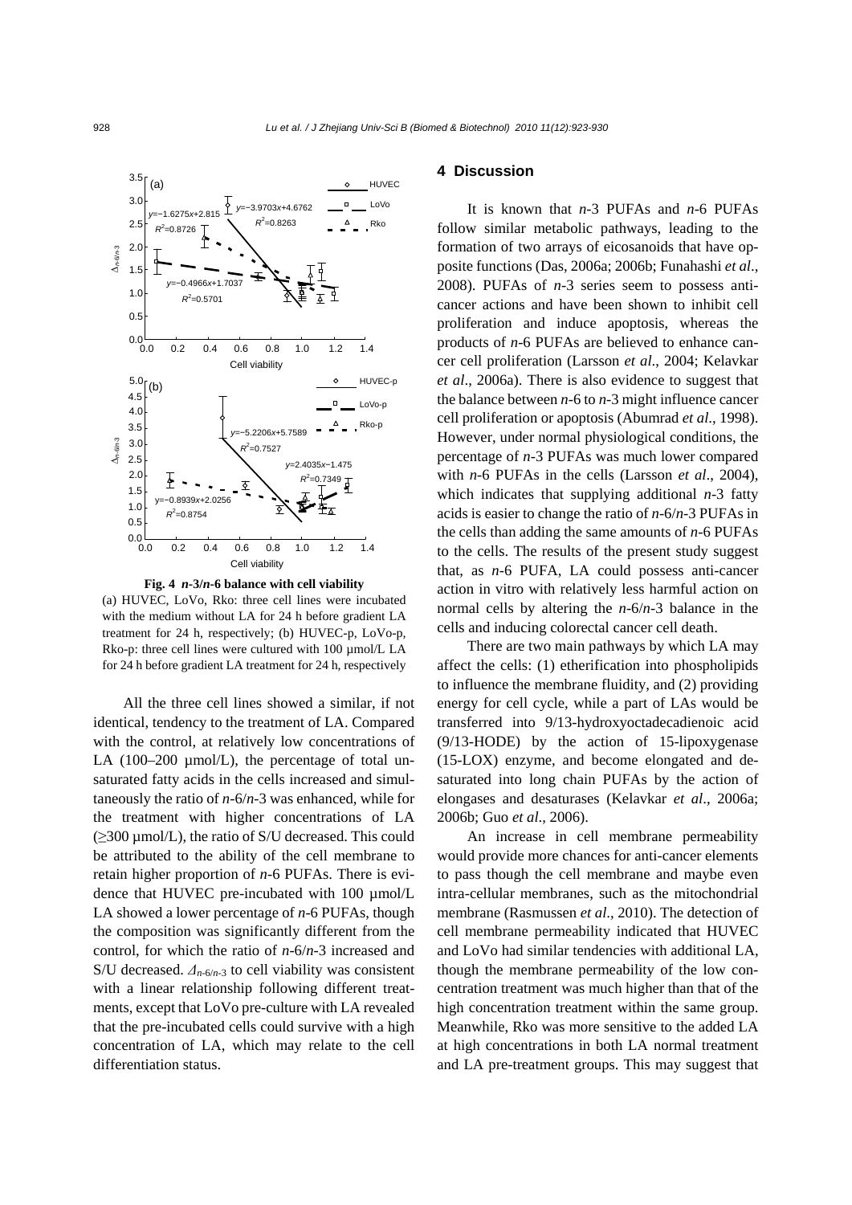Fig. 4 *n*-3/*n*-6 balance with cell viability

(a) HUVEC, LoVo, Rko: three cell lines were incubated with the medium without LA for 24 h before gradient LA treatment for 24 h, respectively; (b) HUVEC-p, LoVo-p, Rko-p: three cell lines were cultured with 100 μmol/L LA for 24 h before gradient LA treatment for 24 h, respectively

All the three cell lines showed a similar, if not identical, tendency to the treatment of LA. Compared with the control, at relatively low concentrations of LA (100–200 μmol/L), the percentage of total unsaturated fatty acids in the cells increased and simultaneously the ratio of *n*-6/*n*-3 was enhanced, while for the treatment with higher concentrations of LA (≥300 μmol/L), the ratio of S/U decreased. This could be attributed to the ability of the cell membrane to retain higher proportion of *n*-6 PUFAs. There is evidence that HUVEC pre-incubated with 100 μmol/L LA showed a lower percentage of *n*-6 PUFAs, though the composition was significantly different from the control, for which the ratio of *n*-6/*n*-3 increased and S/U decreased. $\Delta_{n\text{-}6/n\text{-}3}$ to cell viability was consistent with a linear relationship following different treatments, except that LoVo pre-culture with LA revealed that the pre-incubated cells could survive with a high concentration of LA, which may relate to the cell differentiation status.

## 4 Discussion

It is known that *n*-3 PUFAs and *n*-6 PUFAs follow similar metabolic pathways, leading to the formation of two arrays of eicosanoids that have opposite functions (Das, 2006a; 2006b; Funahashi *et al*., 2008). PUFAs of *n*-3 series seem to possess anti-cancer actions and have been shown to inhibit cell proliferation and induce apoptosis, whereas the products of *n*-6 PUFAs are believed to enhance cancer cell proliferation (Larsson *et al*., 2004; Kelavkar *et al*., 2006a). There is also evidence to suggest that the balance between *n*-6 to *n*-3 might influence cancer cell proliferation or apoptosis (Abumrad *et al*., 1998). However, under normal physiological conditions, the percentage of *n*-3 PUFAs was much lower compared with *n*-6 PUFAs in the cells (Larsson *et al*., 2004), which indicates that supplying additional *n*-3 fatty acids is easier to change the ratio of *n*-6/*n*-3 PUFAs in the cells than adding the same amounts of *n*-6 PUFAs to the cells. The results of the present study suggest that, as *n*-6 PUFA, LA could possess anti-cancer action in vitro with relatively less harmful action on normal cells by altering the *n*-6/*n*-3 balance in the cells and inducing colorectal cancer cell death.

There are two main pathways by which LA may affect the cells: (1) etherification into phospholipids to influence the membrane fluidity, and (2) providing energy for cell cycle, while a part of LAs would be transferred into 9/13-hydroxyoctadecadienoic acid (9/13-HODE) by the action of 15-lipoxygenase (15-LOX) enzyme, and become elongated and desaturated into long chain PUFAs by the action of elongases and desaturases (Kelavkar *et al*., 2006a; 2006b; Guo *et al*., 2006).

An increase in cell membrane permeability would provide more chances for anti-cancer elements to pass though the cell membrane and maybe even intra-cellular membranes, such as the mitochondrial membrane (Rasmussen *et al*., 2010). The detection of cell membrane permeability indicated that HUVEC and LoVo had similar tendencies with additional LA, though the membrane permeability of the low concentration treatment was much higher than that of the high concentration treatment within the same group. Meanwhile, Rko was more sensitive to the added LA at high concentrations in both LA normal treatment and LA pre-treatment groups. This may suggest that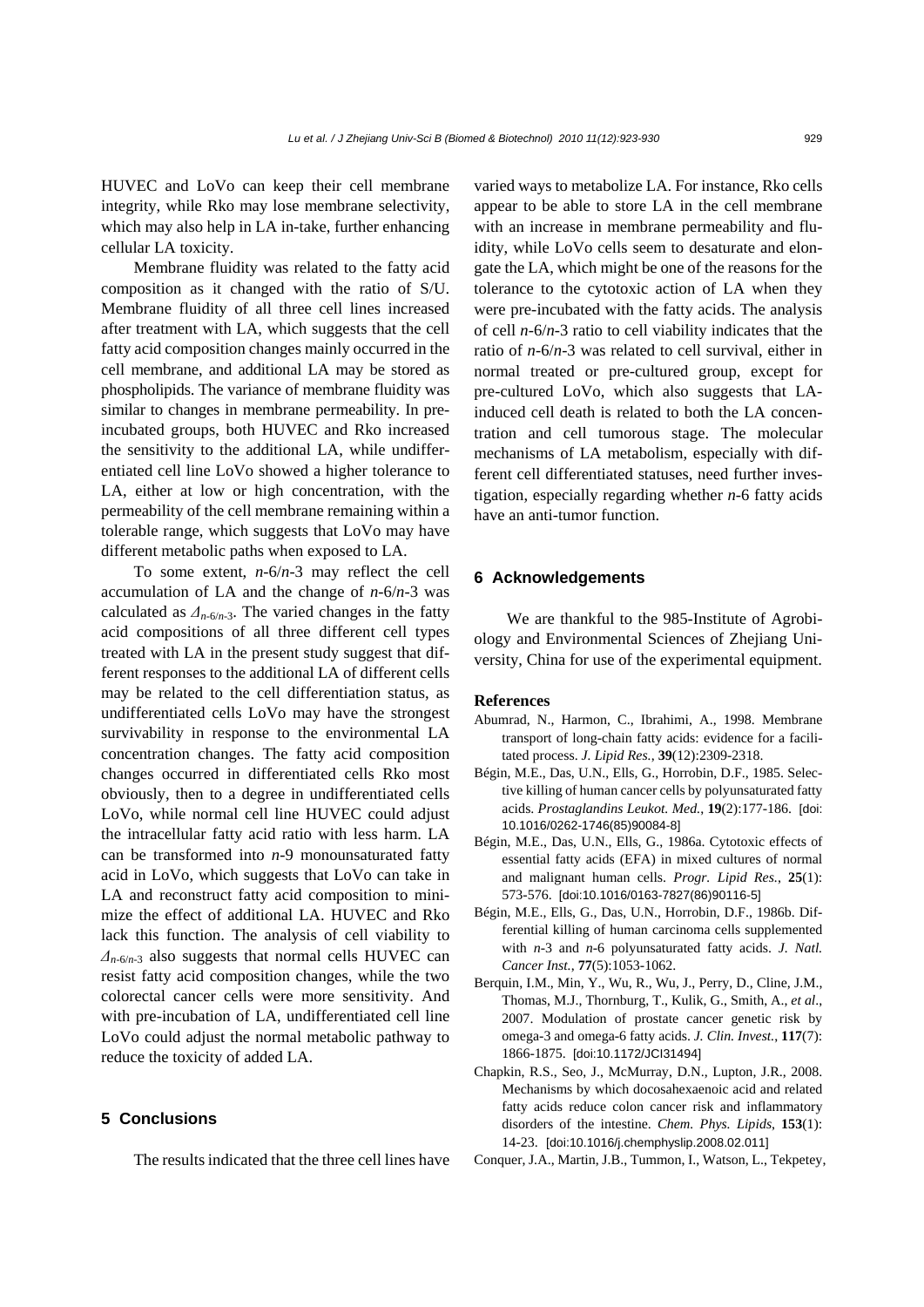HUVEC and LoVo can keep their cell membrane integrity, while Rko may lose membrane selectivity, which may also help in LA in-take, further enhancing cellular LA toxicity.

Membrane fluidity was related to the fatty acid composition as it changed with the ratio of S/U. Membrane fluidity of all three cell lines increased after treatment with LA, which suggests that the cell fatty acid composition changes mainly occurred in the cell membrane, and additional LA may be stored as phospholipids. The variance of membrane fluidity was similar to changes in membrane permeability. In pre-incubated groups, both HUVEC and Rko increased the sensitivity to the additional LA, while undifferentiated cell line LoVo showed a higher tolerance to LA, either at low or high concentration, with the permeability of the cell membrane remaining within a tolerable range, which suggests that LoVo may have different metabolic paths when exposed to LA.

To some extent, *n*-6/*n*-3 may reflect the cell accumulation of LA and the change of *n*-6/*n*-3 was calculated as $\Delta_{n\text{-}6/n\text{-}3}$. The varied changes in the fatty acid compositions of all three different cell types treated with LA in the present study suggest that different responses to the additional LA of different cells may be related to the cell differentiation status, as undifferentiated cells LoVo may have the strongest survivability in response to the environmental LA concentration changes. The fatty acid composition changes occurred in differentiated cells Rko most obviously, then to a degree in undifferentiated cells LoVo, while normal cell line HUVEC could adjust the intracellular fatty acid ratio with less harm. LA can be transformed into *n*-9 monounsaturated fatty acid in LoVo, which suggests that LoVo can take in LA and reconstruct fatty acid composition to minimize the effect of additional LA. HUVEC and Rko lack this function. The analysis of cell viability to $\Delta_{n\text{-}6/n\text{-}3}$ also suggests that normal cells HUVEC can resist fatty acid composition changes, while the two colorectal cancer cells were more sensitivity. And with pre-incubation of LA, undifferentiated cell line LoVo could adjust the normal metabolic pathway to reduce the toxicity of added LA.

## 5 Conclusions

The results indicated that the three cell lines have varied ways to metabolize LA. For instance, Rko cells appear to be able to store LA in the cell membrane with an increase in membrane permeability and fluidity, while LoVo cells seem to desaturate and elongate the LA, which might be one of the reasons for the tolerance to the cytotoxic action of LA when they were pre-incubated with the fatty acids. The analysis of cell *n*-6/*n*-3 ratio to cell viability indicates that the ratio of *n*-6/*n*-3 was related to cell survival, either in normal treated or pre-cultured group, except for pre-cultured LoVo, which also suggests that LA-induced cell death is related to both the LA concentration and cell tumorous stage. The molecular mechanisms of LA metabolism, especially with different cell differentiated statuses, need further investigation, especially regarding whether *n*-6 fatty acids have an anti-tumor function.

## 6 Acknowledgements

We are thankful to the 985-Institute of Agrobiology and Environmental Sciences of Zhejiang University, China for use of the experimental equipment.

### References

Abumrad, N., Harmon, C., Ibrahimi, A., 1998. Membrane transport of long-chain fatty acids: evidence for a facilitated process. *J. Lipid Res.*, **39**(12):2309-2318.

Bégin, M.E., Das, U.N., Ells, G., Horrobin, D.F., 1985. Selective killing of human cancer cells by polyunsaturated fatty acids. *Prostaglandins Leukot. Med.*, **19**(2):177-186. [doi: 10.1016/0262-1746(85)90084-8]

Bégin, M.E., Das, U.N., Ells, G., 1986a. Cytotoxic effects of essential fatty acids (EFA) in mixed cultures of normal and malignant human cells. *Progr. Lipid Res.*, **25**(1): 573-576. [doi:10.1016/0163-7827(86)90116-5]

Bégin, M.E., Ells, G., Das, U.N., Horrobin, D.F., 1986b. Differential killing of human carcinoma cells supplemented with *n*-3 and *n*-6 polyunsaturated fatty acids. *J. Natl. Cancer Inst.*, **77**(5):1053-1062.

Berquin, I.M., Min, Y., Wu, R., Wu, J., Perry, D., Cline, J.M., Thomas, M.J., Thornburg, T., Kulik, G., Smith, A., *et al*., 2007. Modulation of prostate cancer genetic risk by omega-3 and omega-6 fatty acids. *J. Clin. Invest.*, **117**(7): 1866-1875. [doi:10.1172/JCI31494]

Chapkin, R.S., Seo, J., McMurray, D.N., Lupton, J.R., 2008. Mechanisms by which docosahexaenoic acid and related fatty acids reduce colon cancer risk and inflammatory disorders of the intestine. *Chem. Phys. Lipids*, **153**(1): 14-23. [doi:10.1016/j.chemphyslip.2008.02.011]

Conquer, J.A., Martin, J.B., Tummon, I., Watson, L., Tekpetey,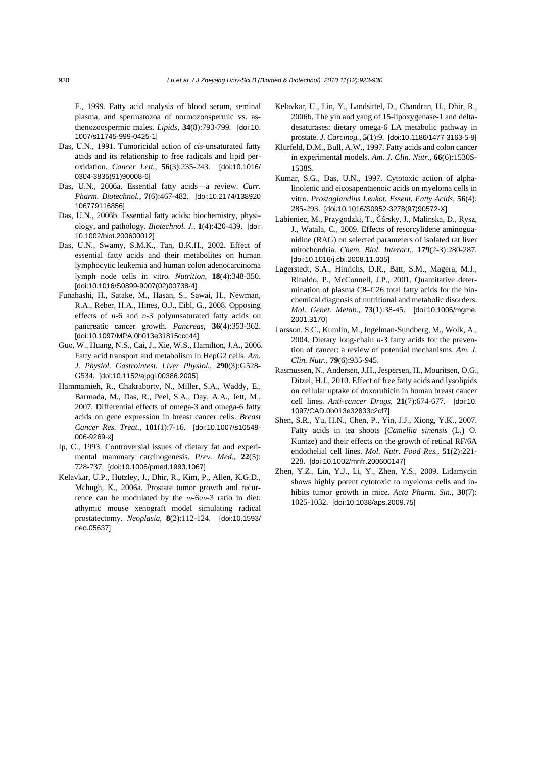F., 1999. Fatty acid analysis of blood serum, seminal plasma, and spermatozoa of normozoospermic vs. asthenozoospermic males. *Lipids*, **34**(8):793-799. [doi:10.1007/s11745-999-0425-1]

Das, U.N., 1991. Tumoricidal action of *cis*-unsaturated fatty acids and its relationship to free radicals and lipid peroxidation. *Cancer Lett.*, **56**(3):235-243. [doi:10.1016/0304-3835(91)90008-6]

Das, U.N., 2006a. Essential fatty acids—a review. *Curr. Pharm. Biotechnol.*, **7**(6):467-482. [doi:10.2174/138920106779116856]

Das, U.N., 2006b. Essential fatty acids: biochemistry, physiology, and pathology. *Biotechnol. J.*, **1**(4):420-439. [doi:10.1002/biot.200600012]

Das, U.N., Swamy, S.M.K., Tan, B.K.H., 2002. Effect of essential fatty acids and their metabolites on human lymphocytic leukemia and human colon adenocarcinoma lymph node cells in vitro. *Nutrition*, **18**(4):348-350. [doi:10.1016/S0899-9007(02)00738-4]

Funahashi, H., Satake, M., Hasan, S., Sawai, H., Newman, R.A., Reber, H.A., Hines, O.J., Eibl, G., 2008. Opposing effects of *n*-6 and *n*-3 polyunsaturated fatty acids on pancreatic cancer growth. *Pancreas*, **36**(4):353-362. [doi:10.1097/MPA.0b013e31815ccc44]

Guo, W., Huang, N.S., Cai, J., Xie, W.S., Hamilton, J.A., 2006. Fatty acid transport and metabolism in HepG2 cells. *Am. J. Physiol. Gastrointest. Liver Physiol.*, **290**(3):G528-G534. [doi:10.1152/ajpgi.00386.2005]

Hammamieh, R., Chakraborty, N., Miller, S.A., Waddy, E., Barmada, M., Das, R., Peel, S.A., Day, A.A., Jett, M., 2007. Differential effects of omega-3 and omega-6 fatty acids on gene expression in breast cancer cells. *Breast Cancer Res. Treat.*, **101**(1):7-16. [doi:10.1007/s10549-006-9269-x]

Ip, C., 1993. Controversial issues of dietary fat and experimental mammary carcinogenesis. *Prev. Med.*, **22**(5):728-737. [doi:10.1006/pmed.1993.1067]

Kelavkar, U.P., Hutzley, J., Dhir, R., Kim, P., Allen, K.G.D., Mchugh, K., 2006a. Prostate tumor growth and recurrence can be modulated by the *ω*-6:*ω*-3 ratio in diet: athymic mouse xenograft model simulating radical prostatectomy. *Neoplasia*, **8**(2):112-124. [doi:10.1593/neo.05637]

Kelavkar, U., Lin, Y., Landsittel, D., Chandran, U., Dhir, R., 2006b. The yin and yang of 15-lipoxygenase-1 and delta-desaturases: dietary omega-6 LA metabolic pathway in prostate. *J. Carcinog.*, **5**(1):9. [doi:10.1186/1477-3163-5-9]

Klurfeld, D.M., Bull, A.W., 1997. Fatty acids and colon cancer in experimental models. *Am. J. Clin. Nutr.*, **66**(6):1530S-1538S.

Kumar, S.G., Das, U.N., 1997. Cytotoxic action of alpha-linolenic and eicosapentaenoic acids on myeloma cells in vitro. *Prostaglandins Leukot. Essent. Fatty Acids*, **56**(4):285-293. [doi:10.1016/S0952-3278(97)90572-X]

Labieniec, M., Przygodzki, T., Čársky, J., Malinska, D., Rysz, J., Watala, C., 2009. Effects of resorcylidene aminoguanidine (RAG) on selected parameters of isolated rat liver mitochondria. *Chem. Biol. Interact.*, **179**(2-3):280-287. [doi:10.1016/j.cbi.2008.11.005]

Lagerstedt, S.A., Hinrichs, D.R., Batt, S.M., Magera, M.J., Rinaldo, P., McConnell, J.P., 2001. Quantitative determination of plasma C8–C26 total fatty acids for the biochemical diagnosis of nutritional and metabolic disorders. *Mol. Genet. Metab.*, **73**(1):38-45. [doi:10.1006/mgme.2001.3170]

Larsson, S.C., Kumlin, M., Ingelman-Sundberg, M., Wolk, A., 2004. Dietary long-chain *n*-3 fatty acids for the prevention of cancer: a review of potential mechanisms. *Am. J. Clin. Nutr.*, **79**(6):935-945.

Rasmussen, N., Andersen, J.H., Jespersen, H., Mouritsen, O.G., Ditzel, H.J., 2010. Effect of free fatty acids and lysolipids on cellular uptake of doxorubicin in human breast cancer cell lines. *Anti-cancer Drugs*, **21**(7):674-677. [doi:10.1097/CAD.0b013e32833c2cf7]

Shen, S.R., Yu, H.N., Chen, P., Yin, J.J., Xiong, Y.K., 2007. Fatty acids in tea shoots (*Camellia sinensis* (L.) O. Kuntze) and their effects on the growth of retinal RF/6A endothelial cell lines. *Mol. Nutr. Food Res.*, **51**(2):221-228. [doi:10.1002/mnfr.200600147]

Zhen, Y.Z., Lin, Y.J., Li, Y., Zhen, Y.S., 2009. Lidamycin shows highly potent cytotoxic to myeloma cells and inhibits tumor growth in mice. *Acta Pharm. Sin.*, **30**(7):1025-1032. [doi:10.1038/aps.2009.75]